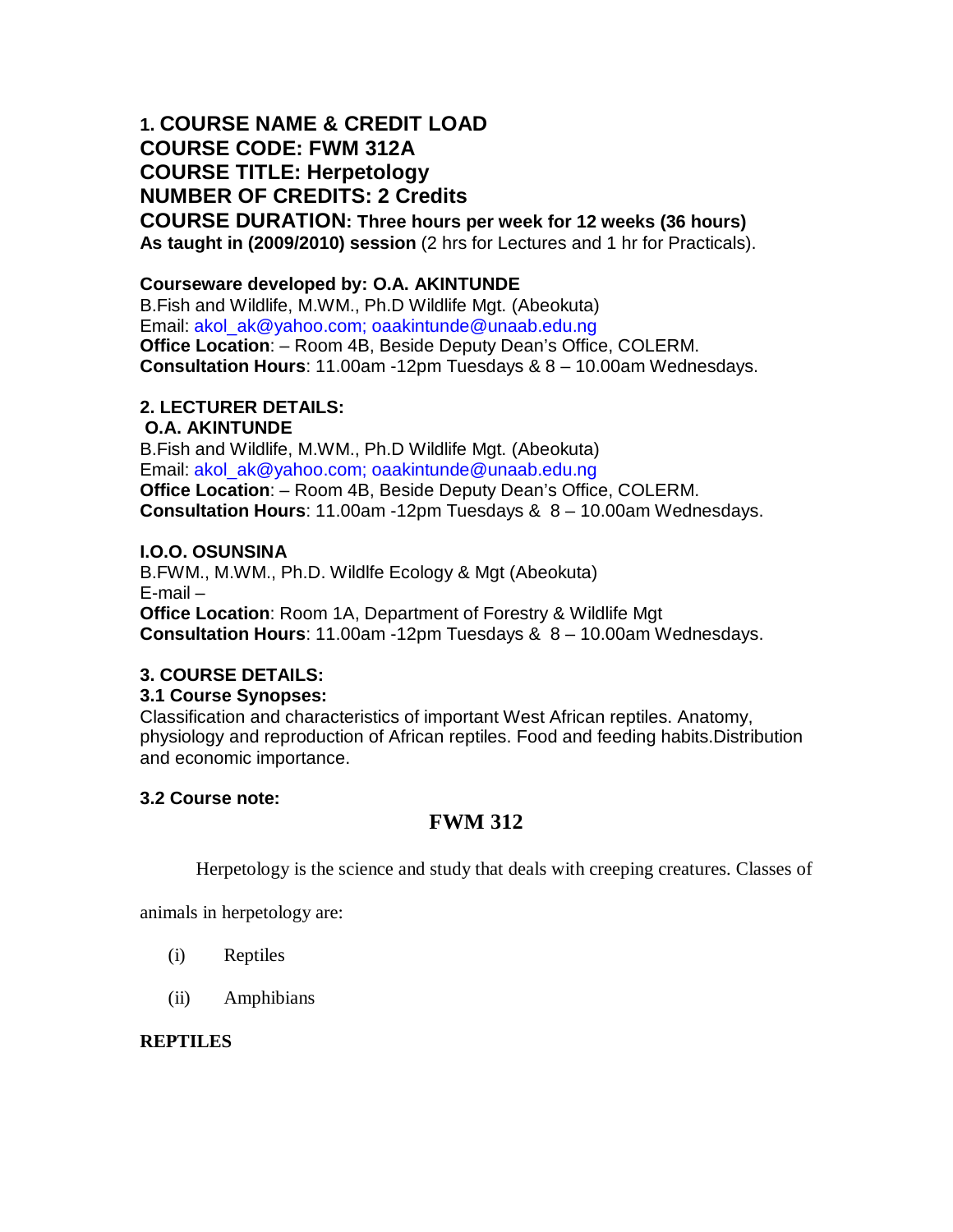## 1. COURSE NAME & CREDIT LOAD

**COURSE CODE: FWM 312A**
**COURSE TITLE: Herpetology**
**NUMBER OF CREDITS: 2 Credits**
**COURSE DURATION: Three hours per week for 12 weeks (36 hours)**
**As taught in (2009/2010) session** (2 hrs for Lectures and 1 hr for Practicals).

**Courseware developed by: O.A. AKINTUNDE**
B.Fish and Wildlife, M.WM., Ph.D Wildlife Mgt. (Abeokuta)
Email: akol_ak@yahoo.com; oaakintunde@unaab.edu.ng
**Office Location**: – Room 4B, Beside Deputy Dean's Office, COLERM.
**Consultation Hours**: 11.00am -12pm Tuesdays & 8 – 10.00am Wednesdays.

## 2. LECTURER DETAILS:

**O.A. AKINTUNDE**
B.Fish and Wildlife, M.WM., Ph.D Wildlife Mgt. (Abeokuta)
Email: akol_ak@yahoo.com; oaakintunde@unaab.edu.ng
**Office Location**: – Room 4B, Beside Deputy Dean's Office, COLERM.
**Consultation Hours**: 11.00am -12pm Tuesdays & 8 – 10.00am Wednesdays.

**I.O.O. OSUNSINA**
B.FWM., M.WM., Ph.D. Wildlfe Ecology & Mgt (Abeokuta)
E-mail –
**Office Location**: Room 1A, Department of Forestry & Wildlife Mgt
**Consultation Hours**: 11.00am -12pm Tuesdays & 8 – 10.00am Wednesdays.

## 3. COURSE DETAILS:

### 3.1 Course Synopses:

Classification and characteristics of important West African reptiles. Anatomy, physiology and reproduction of African reptiles. Food and feeding habits.Distribution and economic importance.

### 3.2 Course note:

# FWM 312

Herpetology is the science and study that deals with creeping creatures. Classes of animals in herpetology are:

(i) Reptiles

(ii) Amphibians

**REPTILES**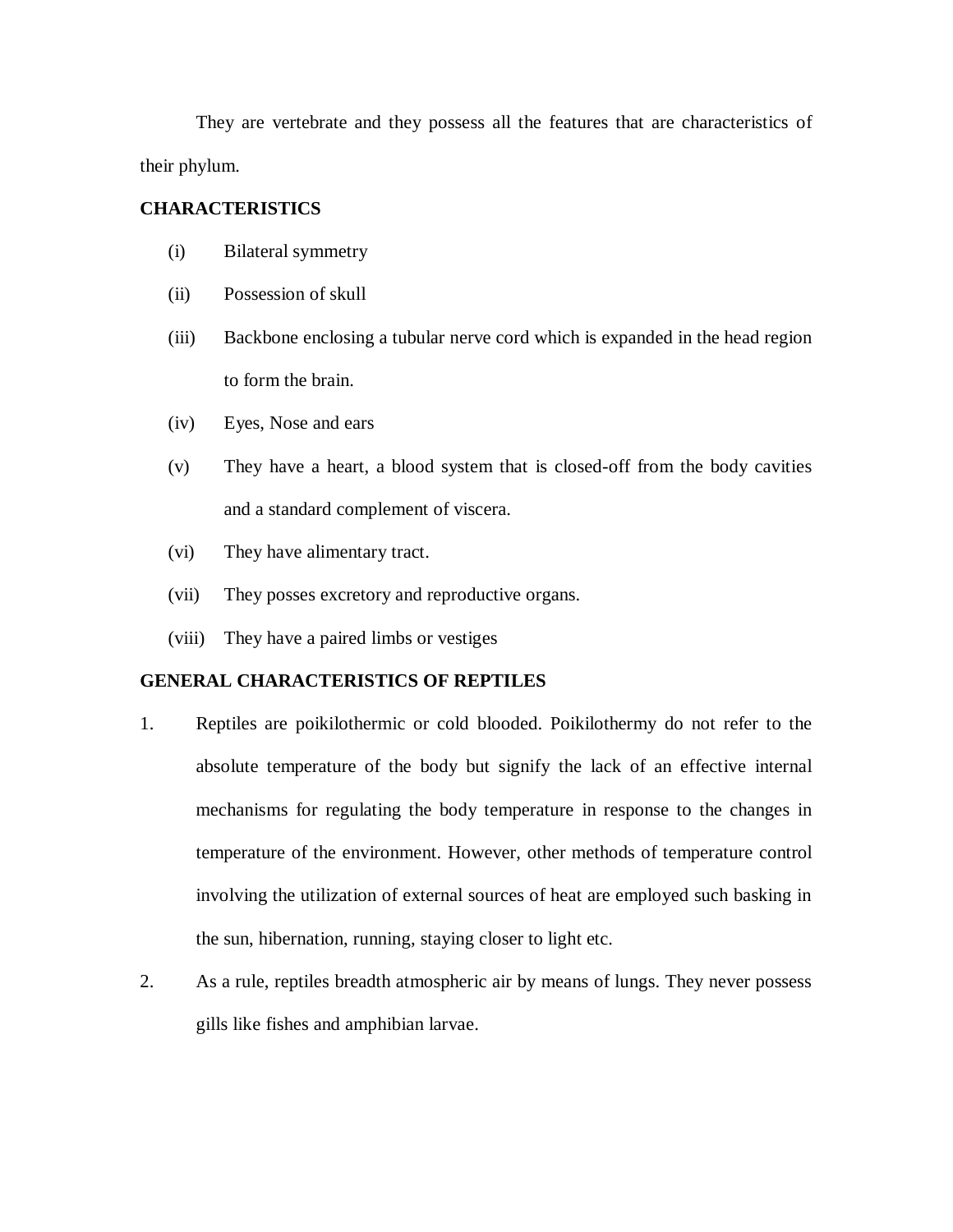They are vertebrate and they possess all the features that are characteristics of their phylum.

**CHARACTERISTICS**

(i) Bilateral symmetry

(ii) Possession of skull

(iii) Backbone enclosing a tubular nerve cord which is expanded in the head region to form the brain.

(iv) Eyes, Nose and ears

(v) They have a heart, a blood system that is closed-off from the body cavities and a standard complement of viscera.

(vi) They have alimentary tract.

(vii) They posses excretory and reproductive organs.

(viii) They have a paired limbs or vestiges

**GENERAL CHARACTERISTICS OF REPTILES**

1. Reptiles are poikilothermic or cold blooded. Poikilothermy do not refer to the absolute temperature of the body but signify the lack of an effective internal mechanisms for regulating the body temperature in response to the changes in temperature of the environment. However, other methods of temperature control involving the utilization of external sources of heat are employed such basking in the sun, hibernation, running, staying closer to light etc.

2. As a rule, reptiles breadth atmospheric air by means of lungs. They never possess gills like fishes and amphibian larvae.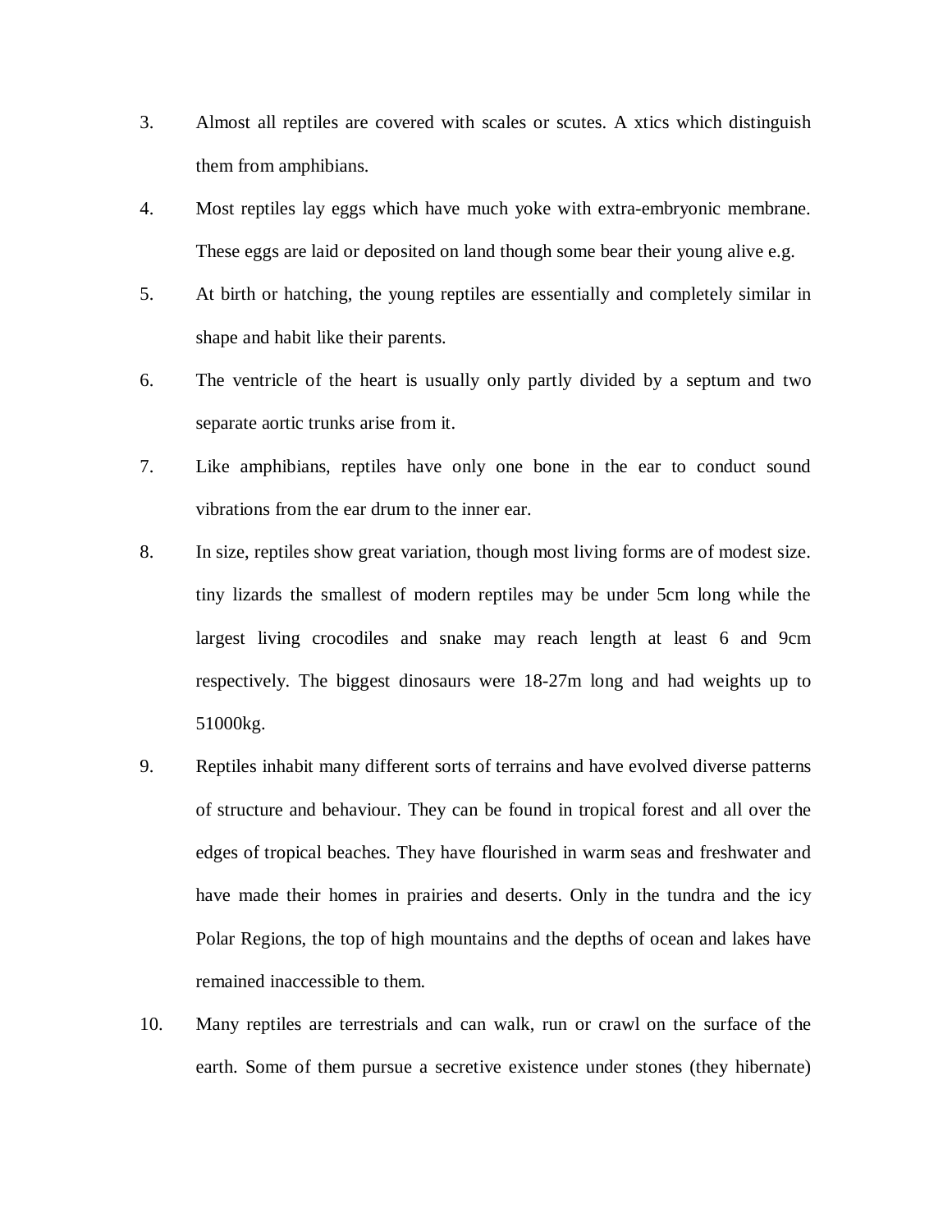3. Almost all reptiles are covered with scales or scutes. A xtics which distinguish them from amphibians.

4. Most reptiles lay eggs which have much yoke with extra-embryonic membrane. These eggs are laid or deposited on land though some bear their young alive e.g.

5. At birth or hatching, the young reptiles are essentially and completely similar in shape and habit like their parents.

6. The ventricle of the heart is usually only partly divided by a septum and two separate aortic trunks arise from it.

7. Like amphibians, reptiles have only one bone in the ear to conduct sound vibrations from the ear drum to the inner ear.

8. In size, reptiles show great variation, though most living forms are of modest size. tiny lizards the smallest of modern reptiles may be under 5cm long while the largest living crocodiles and snake may reach length at least 6 and 9cm respectively. The biggest dinosaurs were 18-27m long and had weights up to 51000kg.

9. Reptiles inhabit many different sorts of terrains and have evolved diverse patterns of structure and behaviour. They can be found in tropical forest and all over the edges of tropical beaches. They have flourished in warm seas and freshwater and have made their homes in prairies and deserts. Only in the tundra and the icy Polar Regions, the top of high mountains and the depths of ocean and lakes have remained inaccessible to them.

10. Many reptiles are terrestrials and can walk, run or crawl on the surface of the earth. Some of them pursue a secretive existence under stones (they hibernate)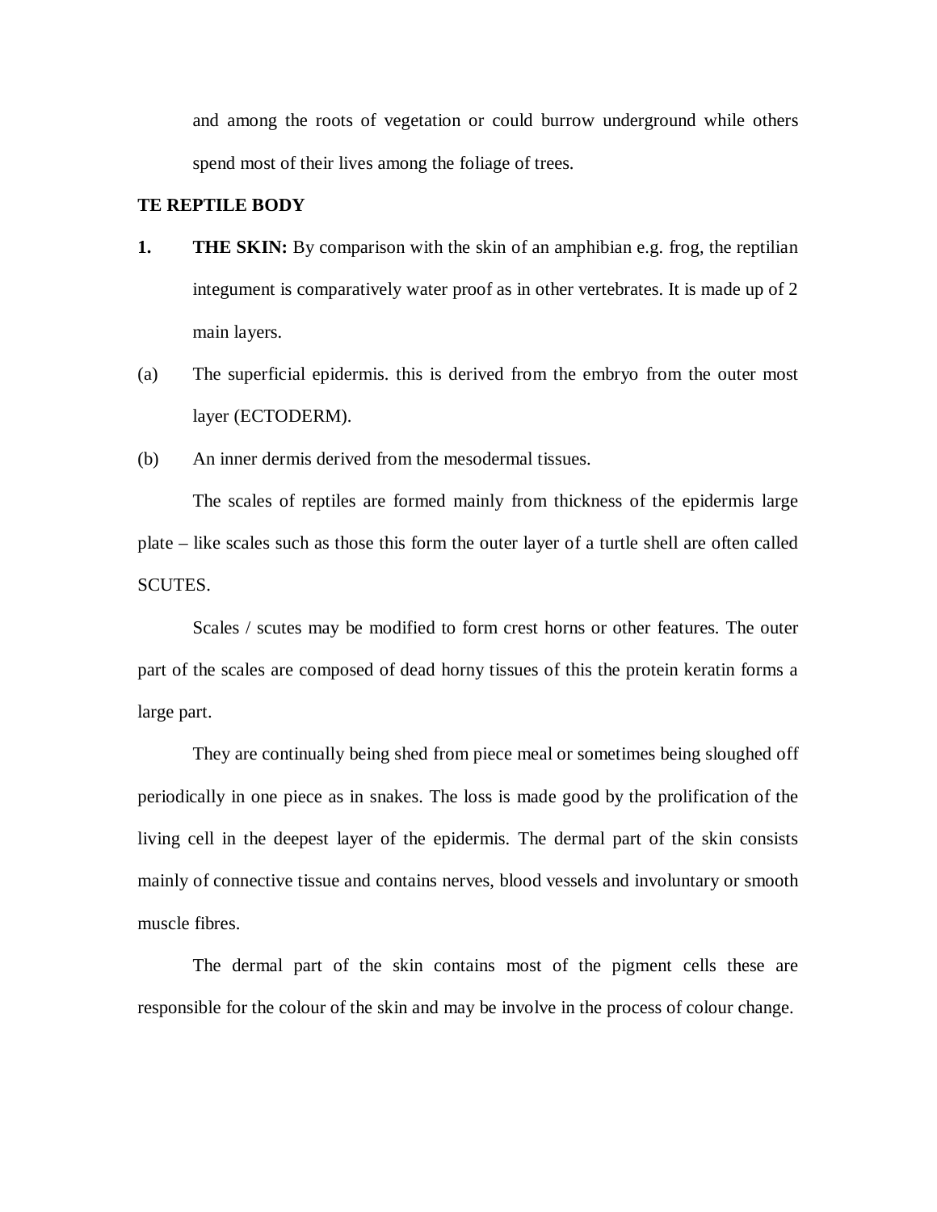and among the roots of vegetation or could burrow underground while others spend most of their lives among the foliage of trees.

**TE REPTILE BODY**

1. **THE SKIN:** By comparison with the skin of an amphibian e.g. frog, the reptilian integument is comparatively water proof as in other vertebrates. It is made up of 2 main layers.

(a) The superficial epidermis. this is derived from the embryo from the outer most layer (ECTODERM).

(b) An inner dermis derived from the mesodermal tissues.

The scales of reptiles are formed mainly from thickness of the epidermis large plate – like scales such as those this form the outer layer of a turtle shell are often called SCUTES.

Scales / scutes may be modified to form crest horns or other features. The outer part of the scales are composed of dead horny tissues of this the protein keratin forms a large part.

They are continually being shed from piece meal or sometimes being sloughed off periodically in one piece as in snakes. The loss is made good by the prolification of the living cell in the deepest layer of the epidermis. The dermal part of the skin consists mainly of connective tissue and contains nerves, blood vessels and involuntary or smooth muscle fibres.

The dermal part of the skin contains most of the pigment cells these are responsible for the colour of the skin and may be involve in the process of colour change.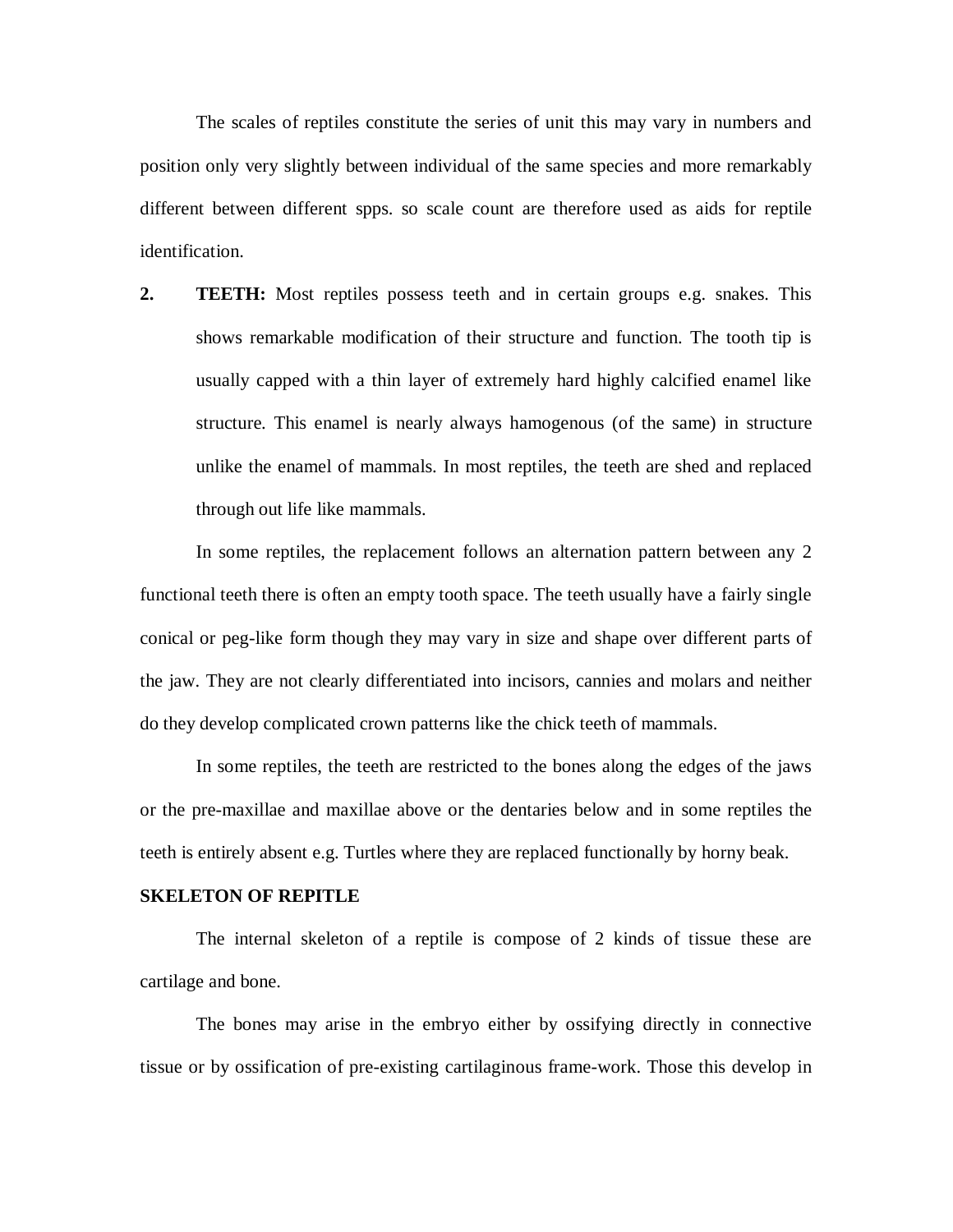The scales of reptiles constitute the series of unit this may vary in numbers and position only very slightly between individual of the same species and more remarkably different between different spps. so scale count are therefore used as aids for reptile identification.

2. **TEETH:** Most reptiles possess teeth and in certain groups e.g. snakes. This shows remarkable modification of their structure and function. The tooth tip is usually capped with a thin layer of extremely hard highly calcified enamel like structure. This enamel is nearly always hamogenous (of the same) in structure unlike the enamel of mammals. In most reptiles, the teeth are shed and replaced through out life like mammals.

In some reptiles, the replacement follows an alternation pattern between any 2 functional teeth there is often an empty tooth space. The teeth usually have a fairly single conical or peg-like form though they may vary in size and shape over different parts of the jaw. They are not clearly differentiated into incisors, cannies and molars and neither do they develop complicated crown patterns like the chick teeth of mammals.

In some reptiles, the teeth are restricted to the bones along the edges of the jaws or the pre-maxillae and maxillae above or the dentaries below and in some reptiles the teeth is entirely absent e.g. Turtles where they are replaced functionally by horny beak.

**SKELETON OF REPITLE**

The internal skeleton of a reptile is compose of 2 kinds of tissue these are cartilage and bone.

The bones may arise in the embryo either by ossifying directly in connective tissue or by ossification of pre-existing cartilaginous frame-work. Those this develop in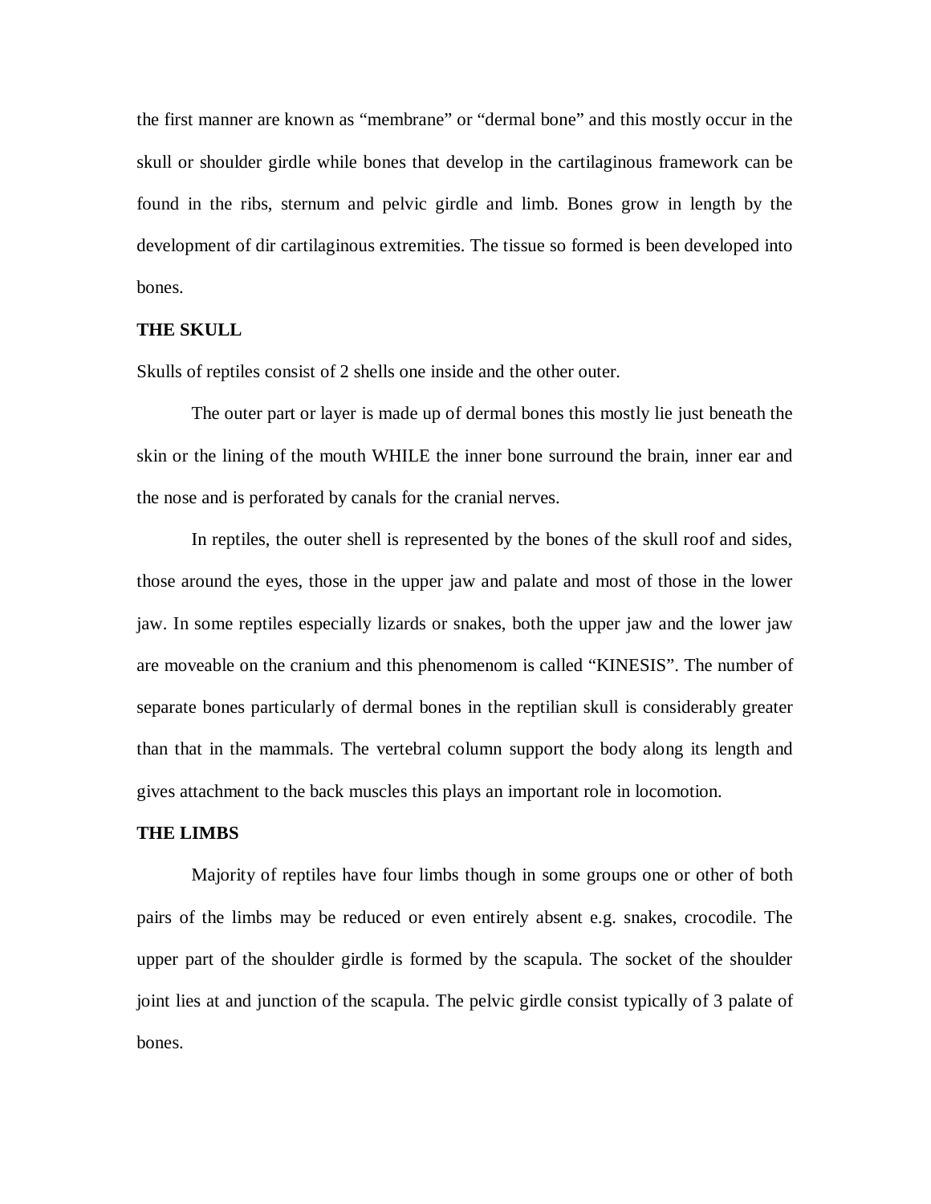the first manner are known as “membrane” or “dermal bone” and this mostly occur in the skull or shoulder girdle while bones that develop in the cartilaginous framework can be found in the ribs, sternum and pelvic girdle and limb. Bones grow in length by the development of dir cartilaginous extremities. The tissue so formed is been developed into bones.

**THE SKULL**

Skulls of reptiles consist of 2 shells one inside and the other outer.

The outer part or layer is made up of dermal bones this mostly lie just beneath the skin or the lining of the mouth WHILE the inner bone surround the brain, inner ear and the nose and is perforated by canals for the cranial nerves.

In reptiles, the outer shell is represented by the bones of the skull roof and sides, those around the eyes, those in the upper jaw and palate and most of those in the lower jaw. In some reptiles especially lizards or snakes, both the upper jaw and the lower jaw are moveable on the cranium and this phenomenom is called “KINESIS”. The number of separate bones particularly of dermal bones in the reptilian skull is considerably greater than that in the mammals. The vertebral column support the body along its length and gives attachment to the back muscles this plays an important role in locomotion.

**THE LIMBS**

Majority of reptiles have four limbs though in some groups one or other of both pairs of the limbs may be reduced or even entirely absent e.g. snakes, crocodile. The upper part of the shoulder girdle is formed by the scapula. The socket of the shoulder joint lies at and junction of the scapula. The pelvic girdle consist typically of 3 palate of bones.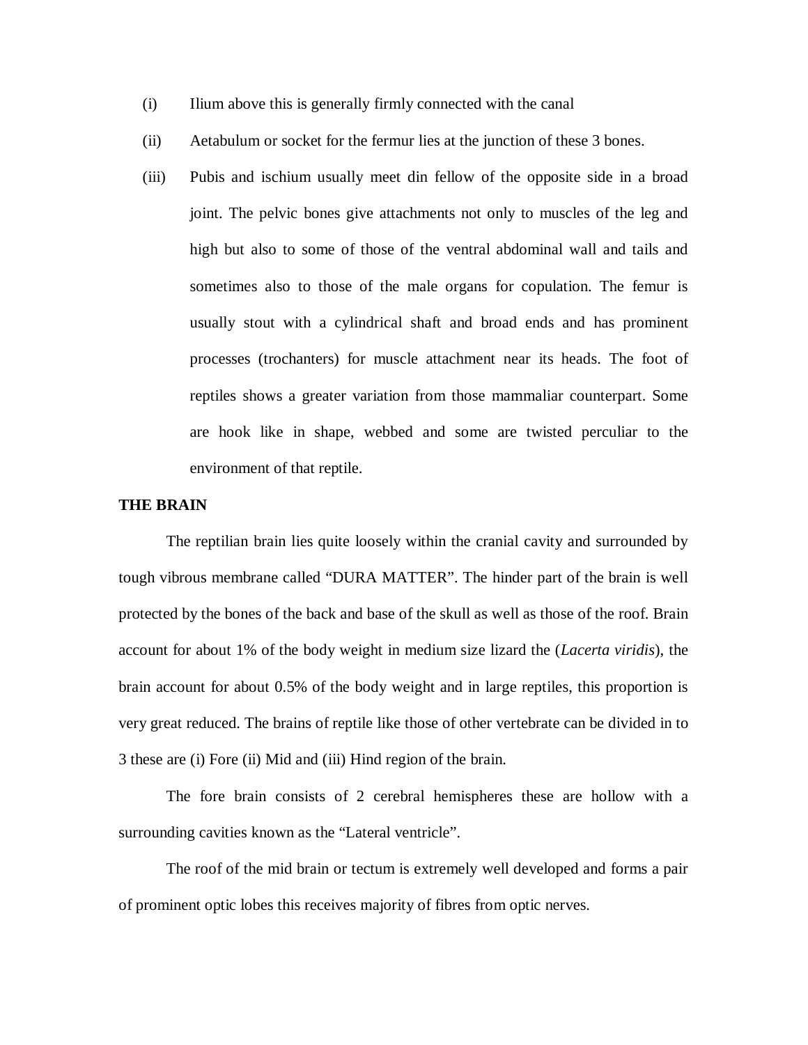(i) Ilium above this is generally firmly connected with the canal

(ii) Aetabulum or socket for the fermur lies at the junction of these 3 bones.

(iii) Pubis and ischium usually meet din fellow of the opposite side in a broad joint. The pelvic bones give attachments not only to muscles of the leg and high but also to some of those of the ventral abdominal wall and tails and sometimes also to those of the male organs for copulation. The femur is usually stout with a cylindrical shaft and broad ends and has prominent processes (trochanters) for muscle attachment near its heads. The foot of reptiles shows a greater variation from those mammaliar counterpart. Some are hook like in shape, webbed and some are twisted perculiar to the environment of that reptile.

**THE BRAIN**

The reptilian brain lies quite loosely within the cranial cavity and surrounded by tough vibrous membrane called "DURA MATTER". The hinder part of the brain is well protected by the bones of the back and base of the skull as well as those of the roof. Brain account for about 1% of the body weight in medium size lizard the (*Lacerta viridis*), the brain account for about 0.5% of the body weight and in large reptiles, this proportion is very great reduced. The brains of reptile like those of other vertebrate can be divided in to 3 these are (i) Fore (ii) Mid and (iii) Hind region of the brain.

The fore brain consists of 2 cerebral hemispheres these are hollow with a surrounding cavities known as the "Lateral ventricle".

The roof of the mid brain or tectum is extremely well developed and forms a pair of prominent optic lobes this receives majority of fibres from optic nerves.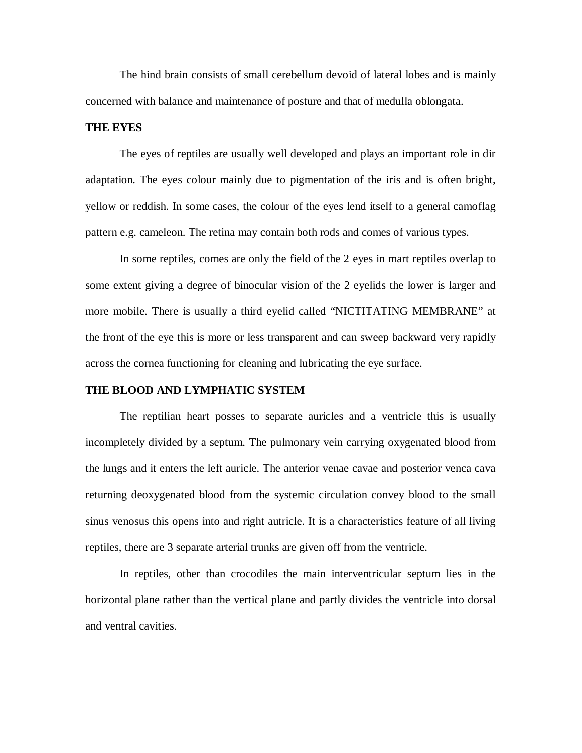The hind brain consists of small cerebellum devoid of lateral lobes and is mainly concerned with balance and maintenance of posture and that of medulla oblongata.

**THE EYES**

The eyes of reptiles are usually well developed and plays an important role in dir adaptation. The eyes colour mainly due to pigmentation of the iris and is often bright, yellow or reddish. In some cases, the colour of the eyes lend itself to a general camoflag pattern e.g. cameleon. The retina may contain both rods and comes of various types.

In some reptiles, comes are only the field of the 2 eyes in mart reptiles overlap to some extent giving a degree of binocular vision of the 2 eyelids the lower is larger and more mobile. There is usually a third eyelid called "NICTITATING MEMBRANE" at the front of the eye this is more or less transparent and can sweep backward very rapidly across the cornea functioning for cleaning and lubricating the eye surface.

**THE BLOOD AND LYMPHATIC SYSTEM**

The reptilian heart posses to separate auricles and a ventricle this is usually incompletely divided by a septum. The pulmonary vein carrying oxygenated blood from the lungs and it enters the left auricle. The anterior venae cavae and posterior venca cava returning deoxygenated blood from the systemic circulation convey blood to the small sinus venosus this opens into and right autricle. It is a characteristics feature of all living reptiles, there are 3 separate arterial trunks are given off from the ventricle.

In reptiles, other than crocodiles the main interventricular septum lies in the horizontal plane rather than the vertical plane and partly divides the ventricle into dorsal and ventral cavities.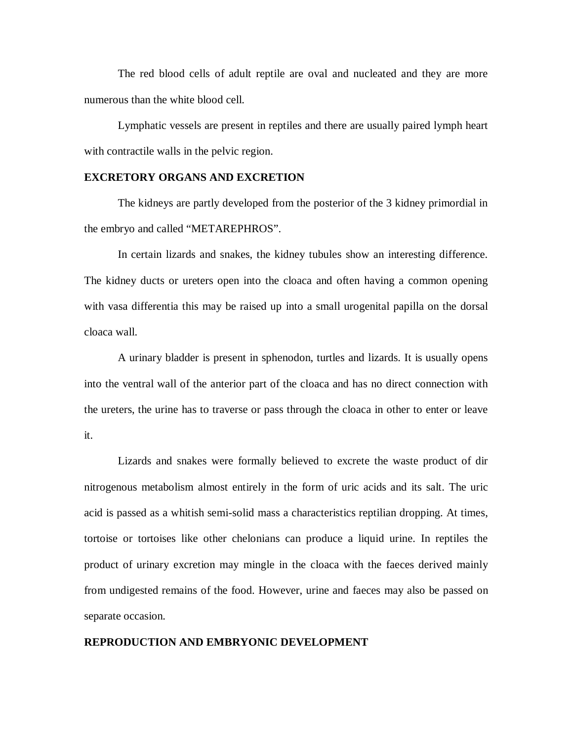The red blood cells of adult reptile are oval and nucleated and they are more numerous than the white blood cell.

Lymphatic vessels are present in reptiles and there are usually paired lymph heart with contractile walls in the pelvic region.

**EXCRETORY ORGANS AND EXCRETION**

The kidneys are partly developed from the posterior of the 3 kidney primordial in the embryo and called "METAREPHROS".

In certain lizards and snakes, the kidney tubules show an interesting difference. The kidney ducts or ureters open into the cloaca and often having a common opening with vasa differentia this may be raised up into a small urogenital papilla on the dorsal cloaca wall.

A urinary bladder is present in sphenodon, turtles and lizards. It is usually opens into the ventral wall of the anterior part of the cloaca and has no direct connection with the ureters, the urine has to traverse or pass through the cloaca in other to enter or leave it.

Lizards and snakes were formally believed to excrete the waste product of dir nitrogenous metabolism almost entirely in the form of uric acids and its salt. The uric acid is passed as a whitish semi-solid mass a characteristics reptilian dropping. At times, tortoise or tortoises like other chelonians can produce a liquid urine. In reptiles the product of urinary excretion may mingle in the cloaca with the faeces derived mainly from undigested remains of the food. However, urine and faeces may also be passed on separate occasion.

**REPRODUCTION AND EMBRYONIC DEVELOPMENT**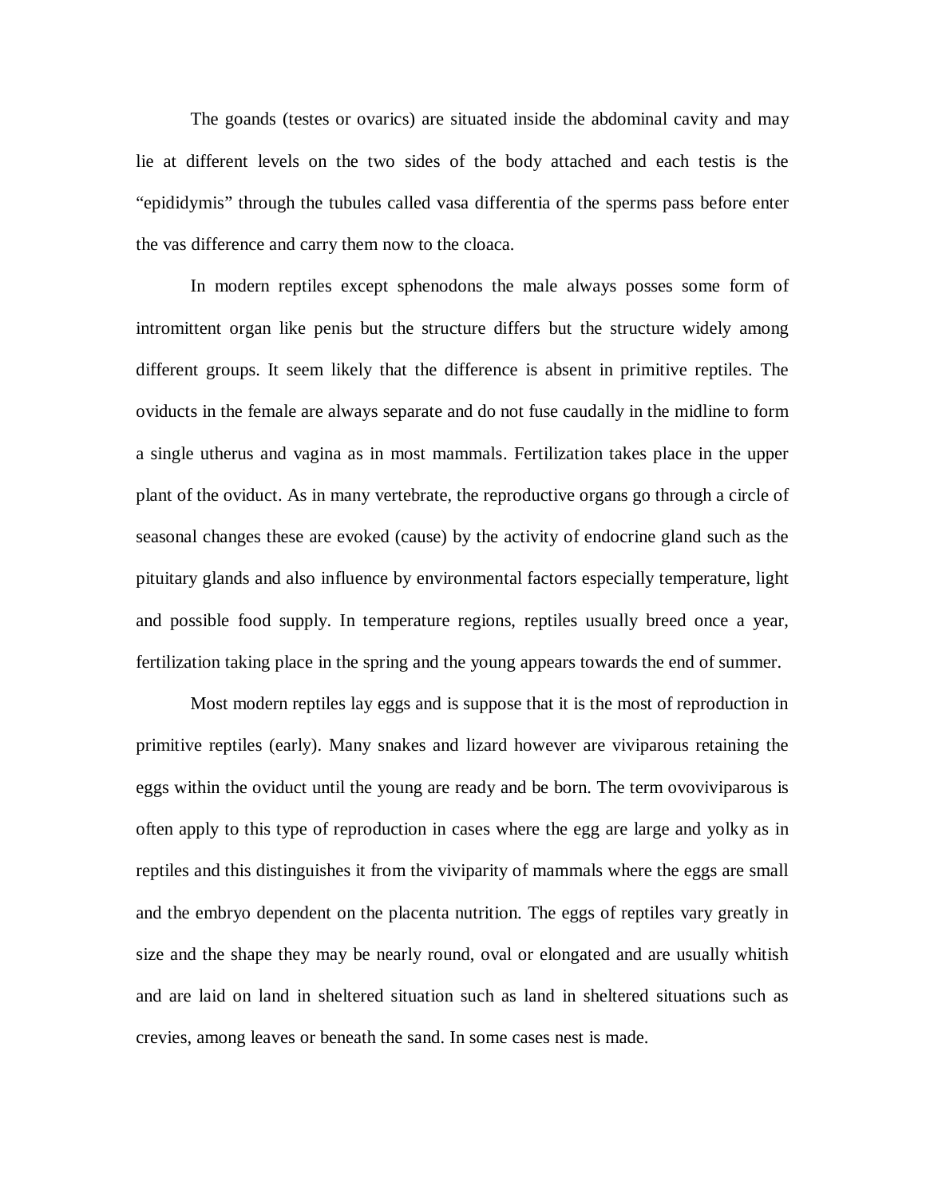The goands (testes or ovarics) are situated inside the abdominal cavity and may lie at different levels on the two sides of the body attached and each testis is the "epididymis" through the tubules called vasa differentia of the sperms pass before enter the vas difference and carry them now to the cloaca.

In modern reptiles except sphenodons the male always posses some form of intromittent organ like penis but the structure differs but the structure widely among different groups. It seem likely that the difference is absent in primitive reptiles. The oviducts in the female are always separate and do not fuse caudally in the midline to form a single utherus and vagina as in most mammals. Fertilization takes place in the upper plant of the oviduct. As in many vertebrate, the reproductive organs go through a circle of seasonal changes these are evoked (cause) by the activity of endocrine gland such as the pituitary glands and also influence by environmental factors especially temperature, light and possible food supply. In temperature regions, reptiles usually breed once a year, fertilization taking place in the spring and the young appears towards the end of summer.

Most modern reptiles lay eggs and is suppose that it is the most of reproduction in primitive reptiles (early). Many snakes and lizard however are viviparous retaining the eggs within the oviduct until the young are ready and be born. The term ovoviviparous is often apply to this type of reproduction in cases where the egg are large and yolky as in reptiles and this distinguishes it from the viviparity of mammals where the eggs are small and the embryo dependent on the placenta nutrition. The eggs of reptiles vary greatly in size and the shape they may be nearly round, oval or elongated and are usually whitish and are laid on land in sheltered situation such as land in sheltered situations such as crevies, among leaves or beneath the sand. In some cases nest is made.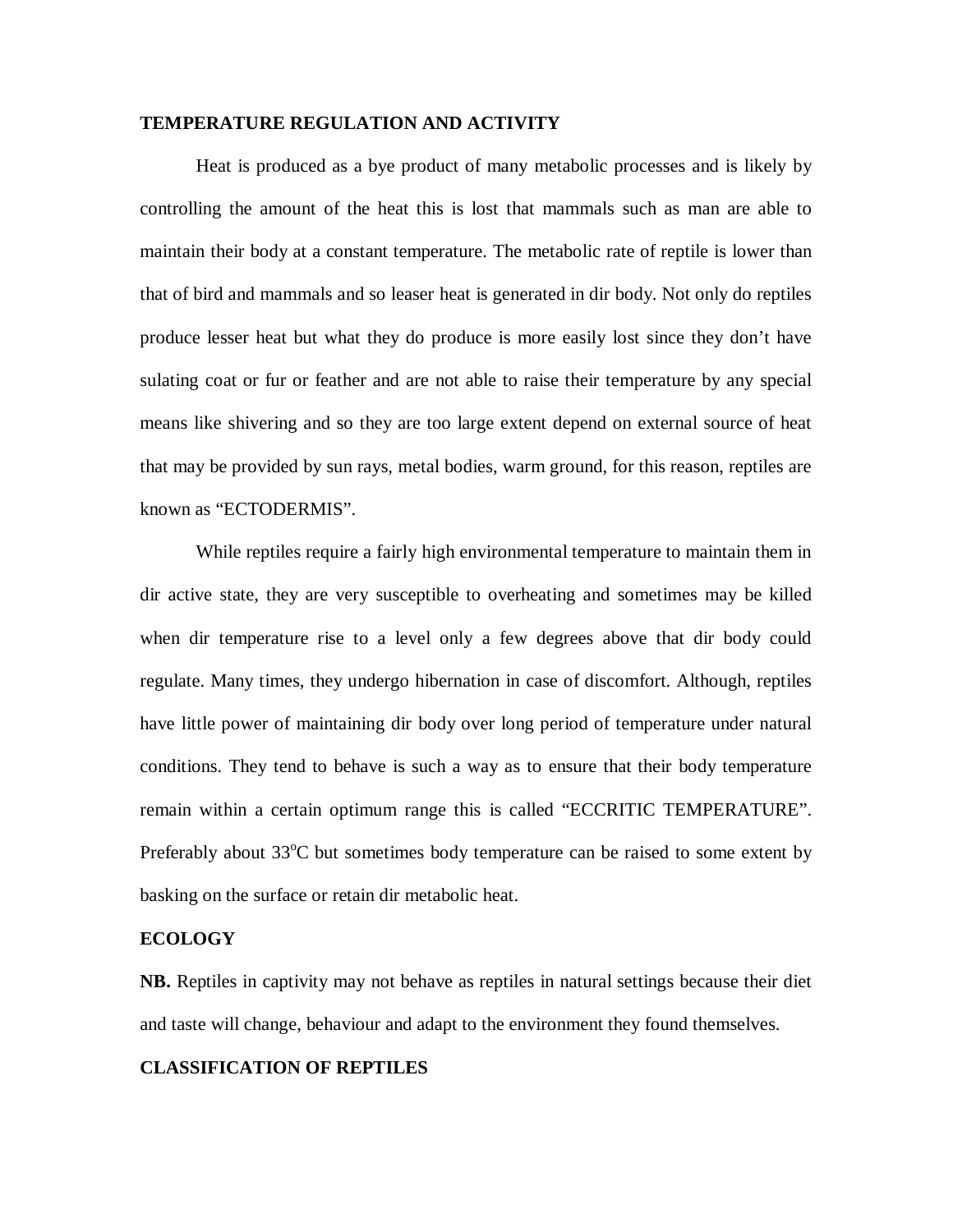**TEMPERATURE REGULATION AND ACTIVITY**

Heat is produced as a bye product of many metabolic processes and is likely by controlling the amount of the heat this is lost that mammals such as man are able to maintain their body at a constant temperature. The metabolic rate of reptile is lower than that of bird and mammals and so leaser heat is generated in dir body. Not only do reptiles produce lesser heat but what they do produce is more easily lost since they don't have sulating coat or fur or feather and are not able to raise their temperature by any special means like shivering and so they are too large extent depend on external source of heat that may be provided by sun rays, metal bodies, warm ground, for this reason, reptiles are known as "ECTODERMIS".

While reptiles require a fairly high environmental temperature to maintain them in dir active state, they are very susceptible to overheating and sometimes may be killed when dir temperature rise to a level only a few degrees above that dir body could regulate. Many times, they undergo hibernation in case of discomfort. Although, reptiles have little power of maintaining dir body over long period of temperature under natural conditions. They tend to behave is such a way as to ensure that their body temperature remain within a certain optimum range this is called "ECCRITIC TEMPERATURE". Preferably about 33$^{o}$C but sometimes body temperature can be raised to some extent by basking on the surface or retain dir metabolic heat.

**ECOLOGY**

**NB.** Reptiles in captivity may not behave as reptiles in natural settings because their diet and taste will change, behaviour and adapt to the environment they found themselves.

**CLASSIFICATION OF REPTILES**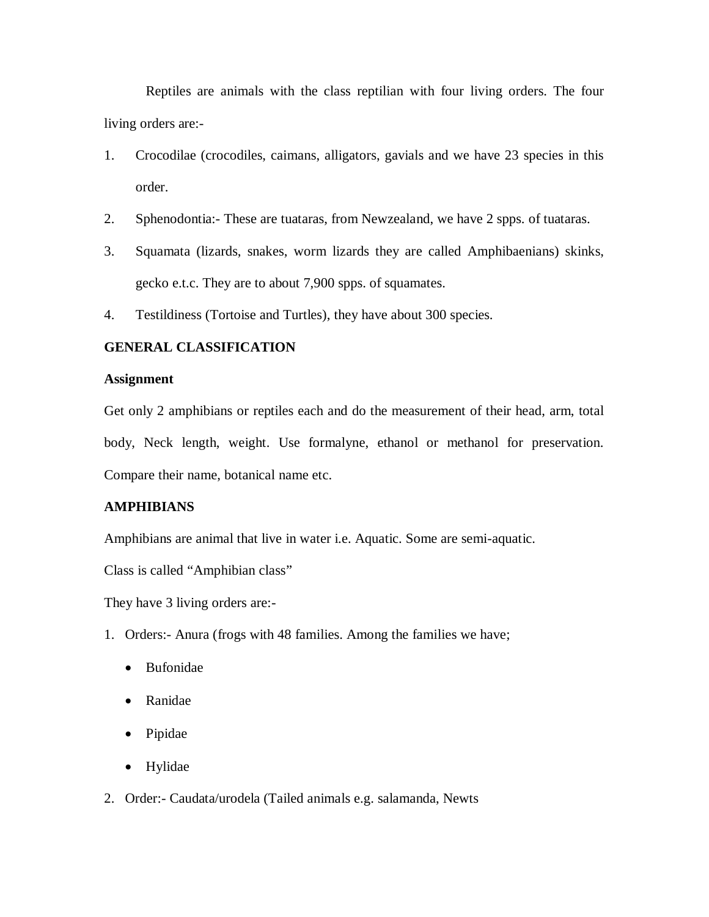Reptiles are animals with the class reptilian with four living orders. The four living orders are:-

1. Crocodilae (crocodiles, caimans, alligators, gavials and we have 23 species in this order.
2. Sphenodontia:- These are tuataras, from Newzealand, we have 2 spps. of tuataras.
3. Squamata (lizards, snakes, worm lizards they are called Amphibaenians) skinks, gecko e.t.c. They are to about 7,900 spps. of squamates.
4. Testildiness (Tortoise and Turtles), they have about 300 species.

**GENERAL CLASSIFICATION**

**Assignment**

Get only 2 amphibians or reptiles each and do the measurement of their head, arm, total body, Neck length, weight. Use formalyne, ethanol or methanol for preservation. Compare their name, botanical name etc.

**AMPHIBIANS**

Amphibians are animal that live in water i.e. Aquatic. Some are semi-aquatic.

Class is called "Amphibian class"

They have 3 living orders are:-

1. Orders:- Anura (frogs with 48 families. Among the families we have;
   - Bufonidae
   - Ranidae
   - Pipidae
   - Hylidae
2. Order:- Caudata/urodela (Tailed animals e.g. salamanda, Newts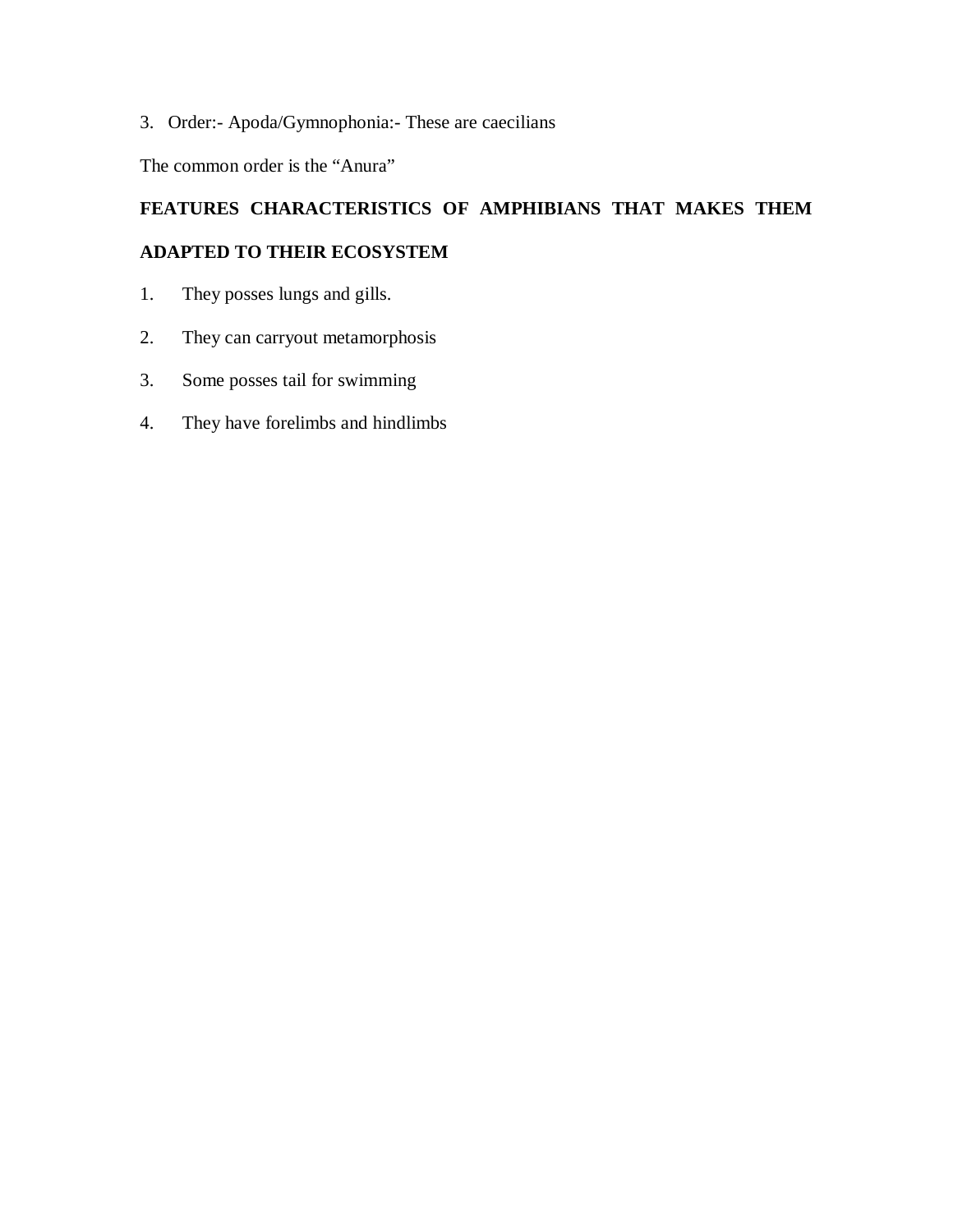3. Order:- Apoda/Gymnophonia:- These are caecilians

The common order is the "Anura"

**FEATURES CHARACTERISTICS OF AMPHIBIANS THAT MAKES THEM ADAPTED TO THEIR ECOSYSTEM**

1. They posses lungs and gills.
2. They can carryout metamorphosis
3. Some posses tail for swimming
4. They have forelimbs and hindlimbs